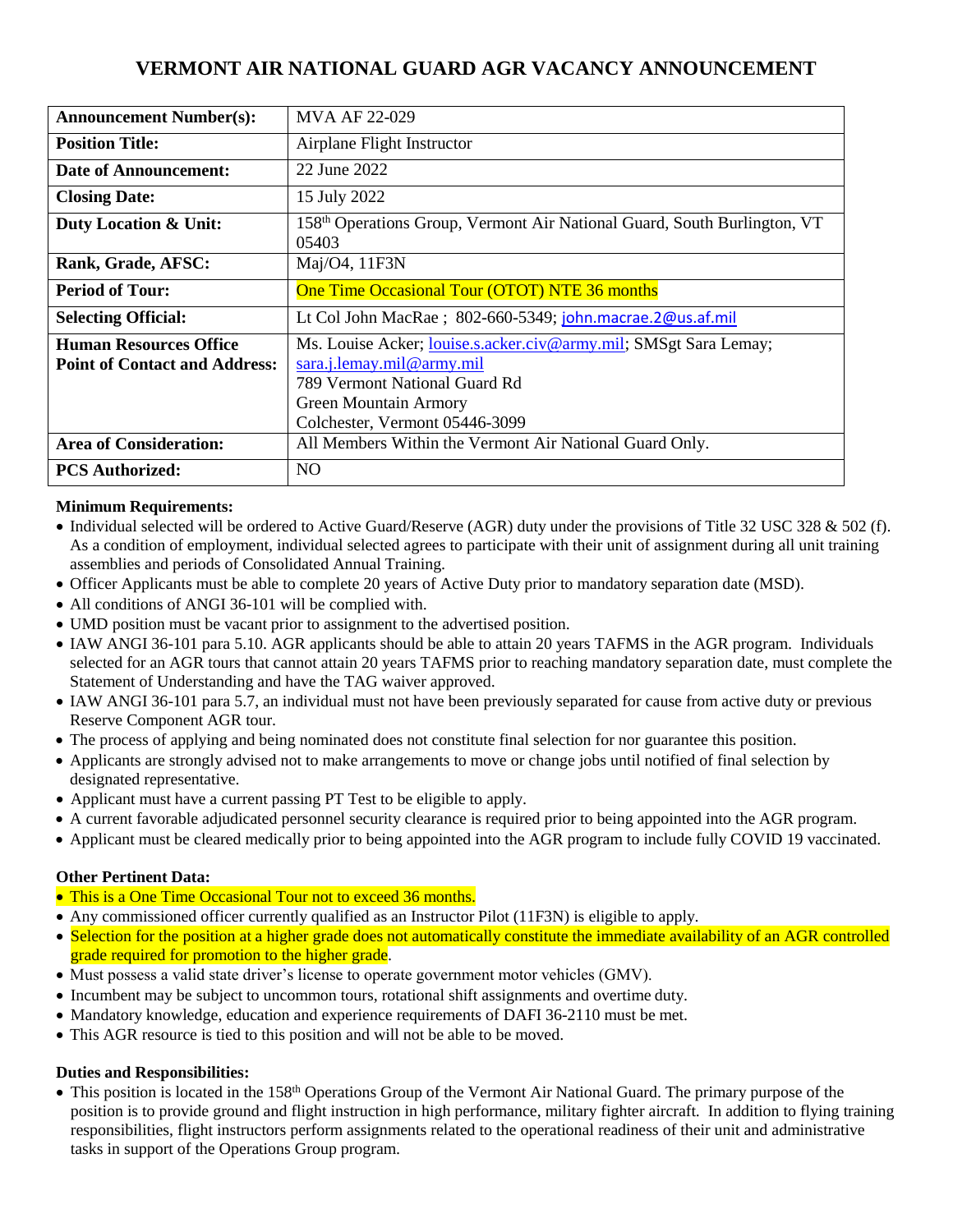# VERMONT AIR NATIONAL GUARD AGR VACANCY ANNOUNCEMENT

| **Announcement Number(s):** | MVA AF 22-029 |
|---|---|
| **Position Title:** | Airplane Flight Instructor |
| **Date of Announcement:** | 22 June 2022 |
| **Closing Date:** | 15 July 2022 |
| **Duty Location & Unit:** | 158th Operations Group, Vermont Air National Guard, South Burlington, VT 05403 |
| **Rank, Grade, AFSC:** | Maj/O4, 11F3N |
| **Period of Tour:** | One Time Occasional Tour (OTOT) NTE 36 months |
| **Selecting Official:** | Lt Col John MacRae ; 802-660-5349; john.macrae.2@us.af.mil |
| **Human Resources Office Point of Contact and Address:** | Ms. Louise Acker; louise.s.acker.civ@army.mil; SMSgt Sara Lemay; sara.j.lemay.mil@army.mil<br>789 Vermont National Guard Rd<br>Green Mountain Armory<br>Colchester, Vermont 05446-3099 |
| **Area of Consideration:** | All Members Within the Vermont Air National Guard Only. |
| **PCS Authorized:** | NO |

**Minimum Requirements:**

- Individual selected will be ordered to Active Guard/Reserve (AGR) duty under the provisions of Title 32 USC 328 & 502 (f). As a condition of employment, individual selected agrees to participate with their unit of assignment during all unit training assemblies and periods of Consolidated Annual Training.
- Officer Applicants must be able to complete 20 years of Active Duty prior to mandatory separation date (MSD).
- All conditions of ANGI 36-101 will be complied with.
- UMD position must be vacant prior to assignment to the advertised position.
- IAW ANGI 36-101 para 5.10. AGR applicants should be able to attain 20 years TAFMS in the AGR program. Individuals selected for an AGR tours that cannot attain 20 years TAFMS prior to reaching mandatory separation date, must complete the Statement of Understanding and have the TAG waiver approved.
- IAW ANGI 36-101 para 5.7, an individual must not have been previously separated for cause from active duty or previous Reserve Component AGR tour.
- The process of applying and being nominated does not constitute final selection for nor guarantee this position.
- Applicants are strongly advised not to make arrangements to move or change jobs until notified of final selection by designated representative.
- Applicant must have a current passing PT Test to be eligible to apply.
- A current favorable adjudicated personnel security clearance is required prior to being appointed into the AGR program.
- Applicant must be cleared medically prior to being appointed into the AGR program to include fully COVID 19 vaccinated.

**Other Pertinent Data:**

- This is a One Time Occasional Tour not to exceed 36 months.
- Any commissioned officer currently qualified as an Instructor Pilot (11F3N) is eligible to apply.
- Selection for the position at a higher grade does not automatically constitute the immediate availability of an AGR controlled grade required for promotion to the higher grade.
- Must possess a valid state driver's license to operate government motor vehicles (GMV).
- Incumbent may be subject to uncommon tours, rotational shift assignments and overtime duty.
- Mandatory knowledge, education and experience requirements of DAFI 36-2110 must be met.
- This AGR resource is tied to this position and will not be able to be moved.

**Duties and Responsibilities:**

- This position is located in the 158th Operations Group of the Vermont Air National Guard. The primary purpose of the position is to provide ground and flight instruction in high performance, military fighter aircraft. In addition to flying training responsibilities, flight instructors perform assignments related to the operational readiness of their unit and administrative tasks in support of the Operations Group program.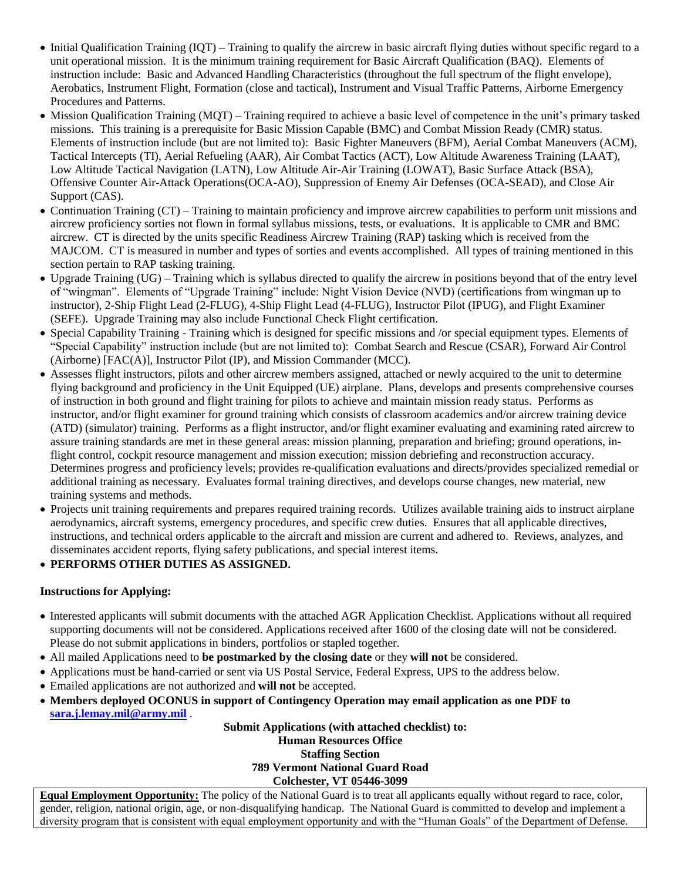- Initial Qualification Training (IQT) – Training to qualify the aircrew in basic aircraft flying duties without specific regard to a unit operational mission. It is the minimum training requirement for Basic Aircraft Qualification (BAQ). Elements of instruction include: Basic and Advanced Handling Characteristics (throughout the full spectrum of the flight envelope), Aerobatics, Instrument Flight, Formation (close and tactical), Instrument and Visual Traffic Patterns, Airborne Emergency Procedures and Patterns.
- Mission Qualification Training (MQT) – Training required to achieve a basic level of competence in the unit's primary tasked missions. This training is a prerequisite for Basic Mission Capable (BMC) and Combat Mission Ready (CMR) status. Elements of instruction include (but are not limited to): Basic Fighter Maneuvers (BFM), Aerial Combat Maneuvers (ACM), Tactical Intercepts (TI), Aerial Refueling (AAR), Air Combat Tactics (ACT), Low Altitude Awareness Training (LAAT), Low Altitude Tactical Navigation (LATN), Low Altitude Air-Air Training (LOWAT), Basic Surface Attack (BSA), Offensive Counter Air-Attack Operations(OCA-AO), Suppression of Enemy Air Defenses (OCA-SEAD), and Close Air Support (CAS).
- Continuation Training (CT) – Training to maintain proficiency and improve aircrew capabilities to perform unit missions and aircrew proficiency sorties not flown in formal syllabus missions, tests, or evaluations. It is applicable to CMR and BMC aircrew. CT is directed by the units specific Readiness Aircrew Training (RAP) tasking which is received from the MAJCOM. CT is measured in number and types of sorties and events accomplished. All types of training mentioned in this section pertain to RAP tasking training.
- Upgrade Training (UG) – Training which is syllabus directed to qualify the aircrew in positions beyond that of the entry level of "wingman". Elements of "Upgrade Training" include: Night Vision Device (NVD) (certifications from wingman up to instructor), 2-Ship Flight Lead (2-FLUG), 4-Ship Flight Lead (4-FLUG), Instructor Pilot (IPUG), and Flight Examiner (SEFE). Upgrade Training may also include Functional Check Flight certification.
- Special Capability Training - Training which is designed for specific missions and /or special equipment types. Elements of "Special Capability" instruction include (but are not limited to): Combat Search and Rescue (CSAR), Forward Air Control (Airborne) [FAC(A)], Instructor Pilot (IP), and Mission Commander (MCC).
- Assesses flight instructors, pilots and other aircrew members assigned, attached or newly acquired to the unit to determine flying background and proficiency in the Unit Equipped (UE) airplane. Plans, develops and presents comprehensive courses of instruction in both ground and flight training for pilots to achieve and maintain mission ready status. Performs as instructor, and/or flight examiner for ground training which consists of classroom academics and/or aircrew training device (ATD) (simulator) training. Performs as a flight instructor, and/or flight examiner evaluating and examining rated aircrew to assure training standards are met in these general areas: mission planning, preparation and briefing; ground operations, in-flight control, cockpit resource management and mission execution; mission debriefing and reconstruction accuracy. Determines progress and proficiency levels; provides re-qualification evaluations and directs/provides specialized remedial or additional training as necessary. Evaluates formal training directives, and develops course changes, new material, new training systems and methods.
- Projects unit training requirements and prepares required training records. Utilizes available training aids to instruct airplane aerodynamics, aircraft systems, emergency procedures, and specific crew duties. Ensures that all applicable directives, instructions, and technical orders applicable to the aircraft and mission are current and adhered to. Reviews, analyzes, and disseminates accident reports, flying safety publications, and special interest items.
- **PERFORMS OTHER DUTIES AS ASSIGNED.**

**Instructions for Applying:**

- Interested applicants will submit documents with the attached AGR Application Checklist. Applications without all required supporting documents will not be considered. Applications received after 1600 of the closing date will not be considered. Please do not submit applications in binders, portfolios or stapled together.
- All mailed Applications need to **be postmarked by the closing date** or they **will not** be considered.
- Applications must be hand-carried or sent via US Postal Service, Federal Express, UPS to the address below.
- Emailed applications are not authorized and **will not** be accepted.
- **Members deployed OCONUS in support of Contingency Operation may email application as one PDF to [sara.j.lemay.mil@army.mil](mailto:sara.j.lemay.mil@army.mil)** .

**Submit Applications (with attached checklist) to:**
**Human Resources Office**
**Staffing Section**
**789 Vermont National Guard Road**
**Colchester, VT 05446-3099**

**Equal Employment Opportunity:** The policy of the National Guard is to treat all applicants equally without regard to race, color, gender, religion, national origin, age, or non-disqualifying handicap. The National Guard is committed to develop and implement a diversity program that is consistent with equal employment opportunity and with the "Human Goals" of the Department of Defense.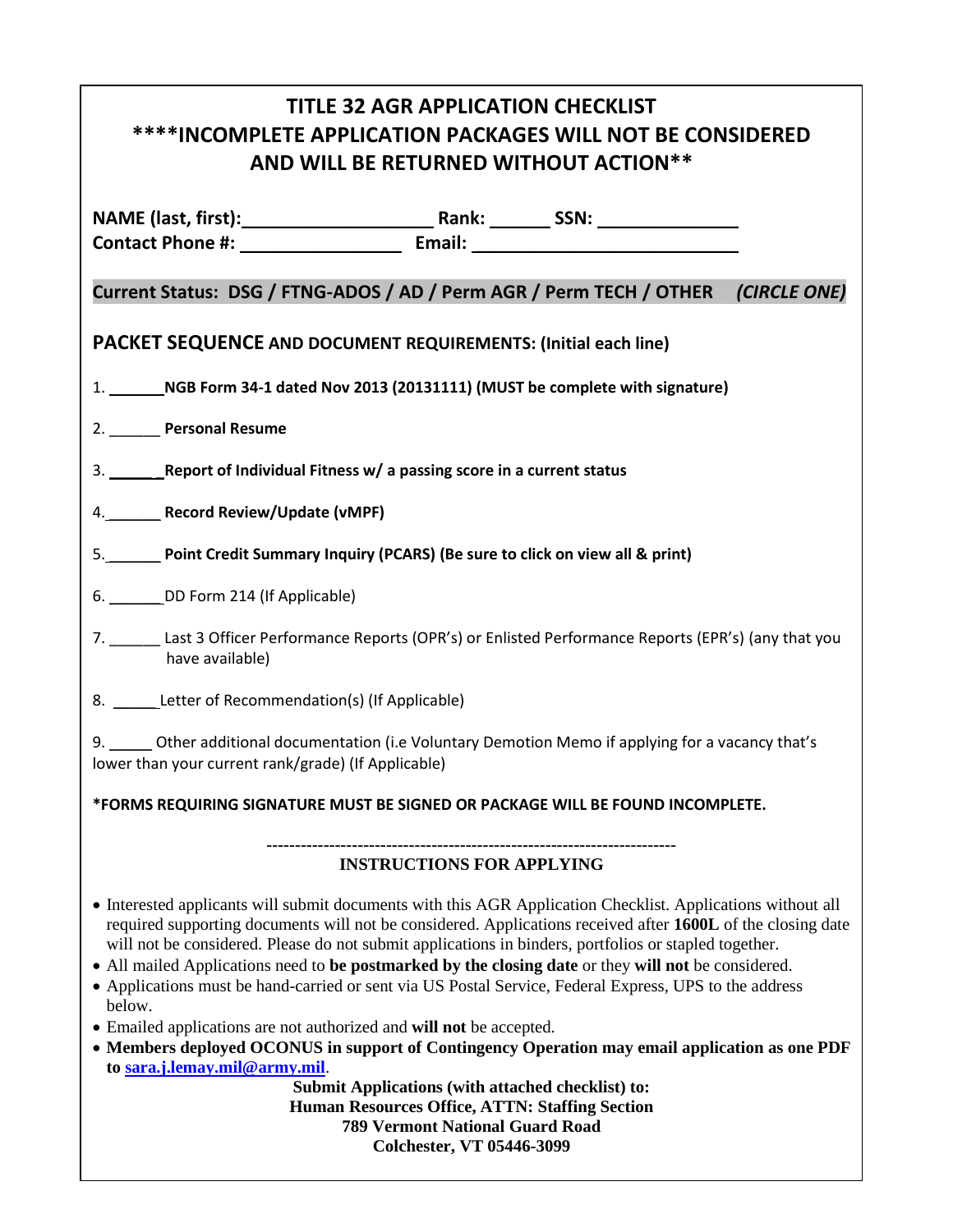# TITLE 32 AGR APPLICATION CHECKLIST
## ****INCOMPLETE APPLICATION PACKAGES WILL NOT BE CONSIDERED AND WILL BE RETURNED WITHOUT ACTION**

**NAME (last, first):** ____________________ **Rank:** ______ **SSN:** ______________
**Contact Phone #:** ________________ **Email:** ____________________________

**Current Status: DSG / FTNG-ADOS / AD / Perm AGR / Perm TECH / OTHER** ***(CIRCLE ONE)***

**PACKET SEQUENCE AND DOCUMENT REQUIREMENTS: (Initial each line)**

1. ______ **NGB Form 34-1 dated Nov 2013 (20131111) (MUST be complete with signature)**

2. ______ **Personal Resume**

3. ______ **Report of Individual Fitness w/ a passing score in a current status**

4. ______ **Record Review/Update (vMPF)**

5. ______ **Point Credit Summary Inquiry (PCARS) (Be sure to click on view all & print)**

6. ______ DD Form 214 (If Applicable)

7. ______ Last 3 Officer Performance Reports (OPR's) or Enlisted Performance Reports (EPR's) (any that you have available)

8. ______ Letter of Recommendation(s) (If Applicable)

9. _____ Other additional documentation (i.e Voluntary Demotion Memo if applying for a vacancy that's lower than your current rank/grade) (If Applicable)

**\*FORMS REQUIRING SIGNATURE MUST BE SIGNED OR PACKAGE WILL BE FOUND INCOMPLETE.**

-----------------------------------------------------------------------

**INSTRUCTIONS FOR APPLYING**

- Interested applicants will submit documents with this AGR Application Checklist. Applications without all required supporting documents will not be considered. Applications received after **1600L** of the closing date will not be considered. Please do not submit applications in binders, portfolios or stapled together.
- All mailed Applications need to **be postmarked by the closing date** or they **will not** be considered.
- Applications must be hand-carried or sent via US Postal Service, Federal Express, UPS to the address below.
- Emailed applications are not authorized and **will not** be accepted.
- **Members deployed OCONUS in support of Contingency Operation may email application as one PDF to [sara.j.lemay.mil@army.mil](mailto:sara.j.lemay.mil@army.mil)**.

**Submit Applications (with attached checklist) to:**
**Human Resources Office, ATTN: Staffing Section**
**789 Vermont National Guard Road**
**Colchester, VT 05446-3099**